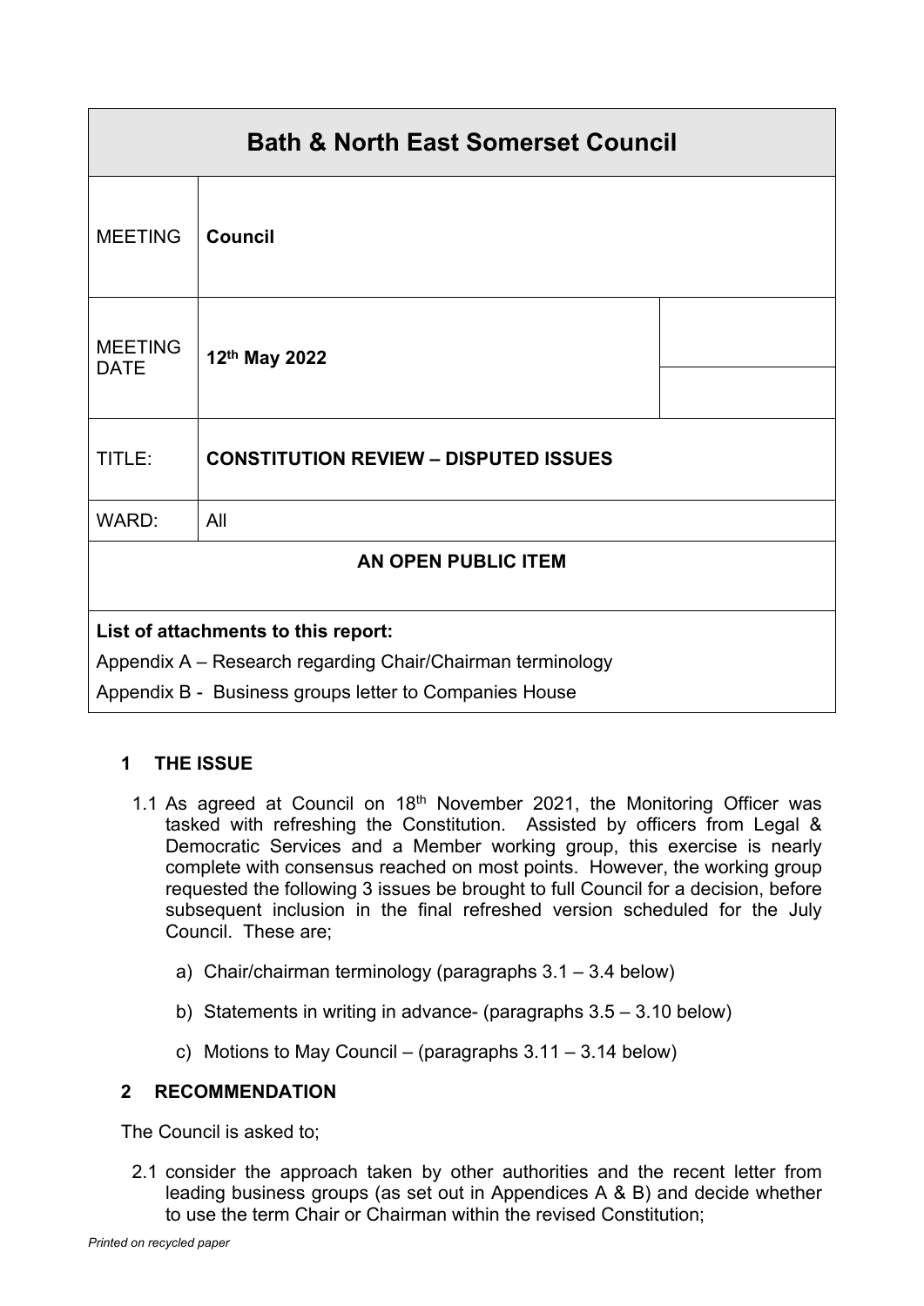| Bath & North East Somerset Council | | |
|---|---|---|
| MEETING | **Council** | |
| MEETING DATE | **12th May 2022** | |
| TITLE: | **CONSTITUTION REVIEW – DISPUTED ISSUES** | |
| WARD: | All | |
| **AN OPEN PUBLIC ITEM** | | |

**List of attachments to this report:**

Appendix A – Research regarding Chair/Chairman terminology

Appendix B - Business groups letter to Companies House

## 1 THE ISSUE

1.1 As agreed at Council on 18th November 2021, the Monitoring Officer was tasked with refreshing the Constitution. Assisted by officers from Legal & Democratic Services and a Member working group, this exercise is nearly complete with consensus reached on most points. However, the working group requested the following 3 issues be brought to full Council for a decision, before subsequent inclusion in the final refreshed version scheduled for the July Council. These are;

a) Chair/chairman terminology (paragraphs 3.1 – 3.4 below)

b) Statements in writing in advance- (paragraphs 3.5 – 3.10 below)

c) Motions to May Council – (paragraphs 3.11 – 3.14 below)

## 2 RECOMMENDATION

The Council is asked to;

2.1 consider the approach taken by other authorities and the recent letter from leading business groups (as set out in Appendices A & B) and decide whether to use the term Chair or Chairman within the revised Constitution;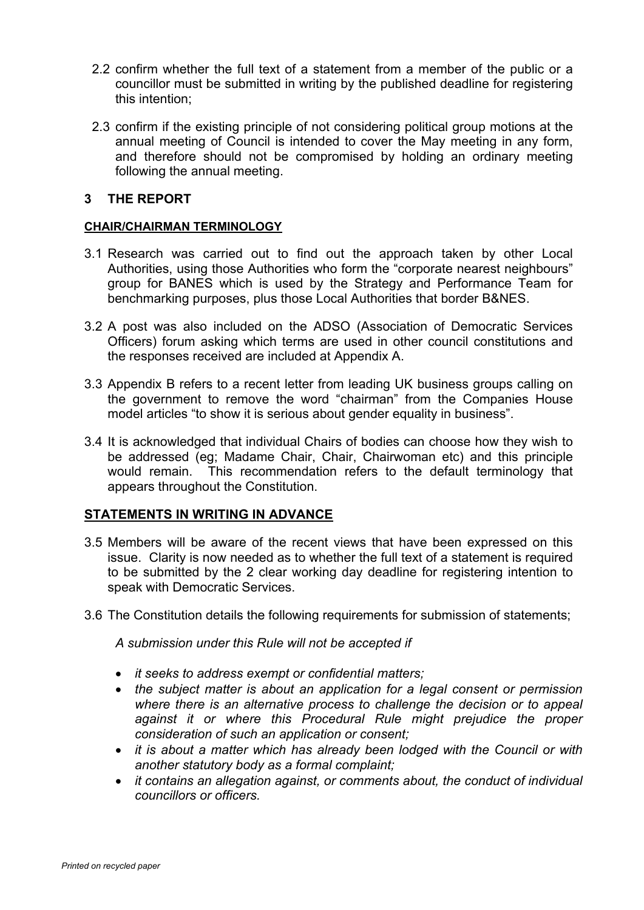2.2 confirm whether the full text of a statement from a member of the public or a councillor must be submitted in writing by the published deadline for registering this intention;

2.3 confirm if the existing principle of not considering political group motions at the annual meeting of Council is intended to cover the May meeting in any form, and therefore should not be compromised by holding an ordinary meeting following the annual meeting.

## 3 THE REPORT

**CHAIR/CHAIRMAN TERMINOLOGY**

3.1 Research was carried out to find out the approach taken by other Local Authorities, using those Authorities who form the "corporate nearest neighbours" group for BANES which is used by the Strategy and Performance Team for benchmarking purposes, plus those Local Authorities that border B&NES.

3.2 A post was also included on the ADSO (Association of Democratic Services Officers) forum asking which terms are used in other council constitutions and the responses received are included at Appendix A.

3.3 Appendix B refers to a recent letter from leading UK business groups calling on the government to remove the word "chairman" from the Companies House model articles "to show it is serious about gender equality in business".

3.4 It is acknowledged that individual Chairs of bodies can choose how they wish to be addressed (eg; Madame Chair, Chair, Chairwoman etc) and this principle would remain. This recommendation refers to the default terminology that appears throughout the Constitution.

**STATEMENTS IN WRITING IN ADVANCE**

3.5 Members will be aware of the recent views that have been expressed on this issue. Clarity is now needed as to whether the full text of a statement is required to be submitted by the 2 clear working day deadline for registering intention to speak with Democratic Services.

3.6 The Constitution details the following requirements for submission of statements;

*A submission under this Rule will not be accepted if*

- *it seeks to address exempt or confidential matters;*
- *the subject matter is about an application for a legal consent or permission where there is an alternative process to challenge the decision or to appeal against it or where this Procedural Rule might prejudice the proper consideration of such an application or consent;*
- *it is about a matter which has already been lodged with the Council or with another statutory body as a formal complaint;*
- *it contains an allegation against, or comments about, the conduct of individual councillors or officers.*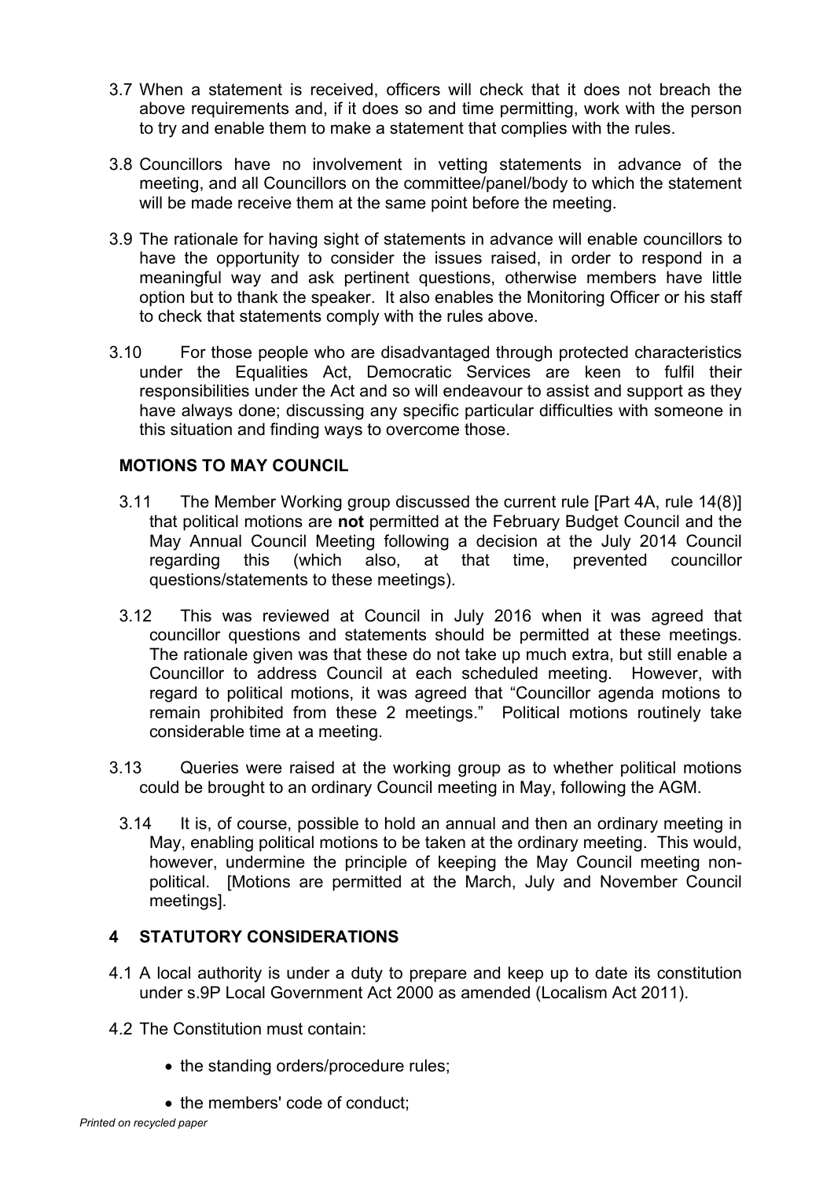3.7 When a statement is received, officers will check that it does not breach the above requirements and, if it does so and time permitting, work with the person to try and enable them to make a statement that complies with the rules.

3.8 Councillors have no involvement in vetting statements in advance of the meeting, and all Councillors on the committee/panel/body to which the statement will be made receive them at the same point before the meeting.

3.9 The rationale for having sight of statements in advance will enable councillors to have the opportunity to consider the issues raised, in order to respond in a meaningful way and ask pertinent questions, otherwise members have little option but to thank the speaker. It also enables the Monitoring Officer or his staff to check that statements comply with the rules above.

3.10 For those people who are disadvantaged through protected characteristics under the Equalities Act, Democratic Services are keen to fulfil their responsibilities under the Act and so will endeavour to assist and support as they have always done; discussing any specific particular difficulties with someone in this situation and finding ways to overcome those.

**MOTIONS TO MAY COUNCIL**

3.11 The Member Working group discussed the current rule [Part 4A, rule 14(8)] that political motions are **not** permitted at the February Budget Council and the May Annual Council Meeting following a decision at the July 2014 Council regarding this (which also, at that time, prevented councillor questions/statements to these meetings).

3.12 This was reviewed at Council in July 2016 when it was agreed that councillor questions and statements should be permitted at these meetings. The rationale given was that these do not take up much extra, but still enable a Councillor to address Council at each scheduled meeting. However, with regard to political motions, it was agreed that "Councillor agenda motions to remain prohibited from these 2 meetings." Political motions routinely take considerable time at a meeting.

3.13 Queries were raised at the working group as to whether political motions could be brought to an ordinary Council meeting in May, following the AGM.

3.14 It is, of course, possible to hold an annual and then an ordinary meeting in May, enabling political motions to be taken at the ordinary meeting. This would, however, undermine the principle of keeping the May Council meeting non-political. [Motions are permitted at the March, July and November Council meetings].

## 4 STATUTORY CONSIDERATIONS

4.1 A local authority is under a duty to prepare and keep up to date its constitution under s.9P Local Government Act 2000 as amended (Localism Act 2011).

4.2 The Constitution must contain:

- the standing orders/procedure rules;
- the members' code of conduct;

*Printed on recycled paper*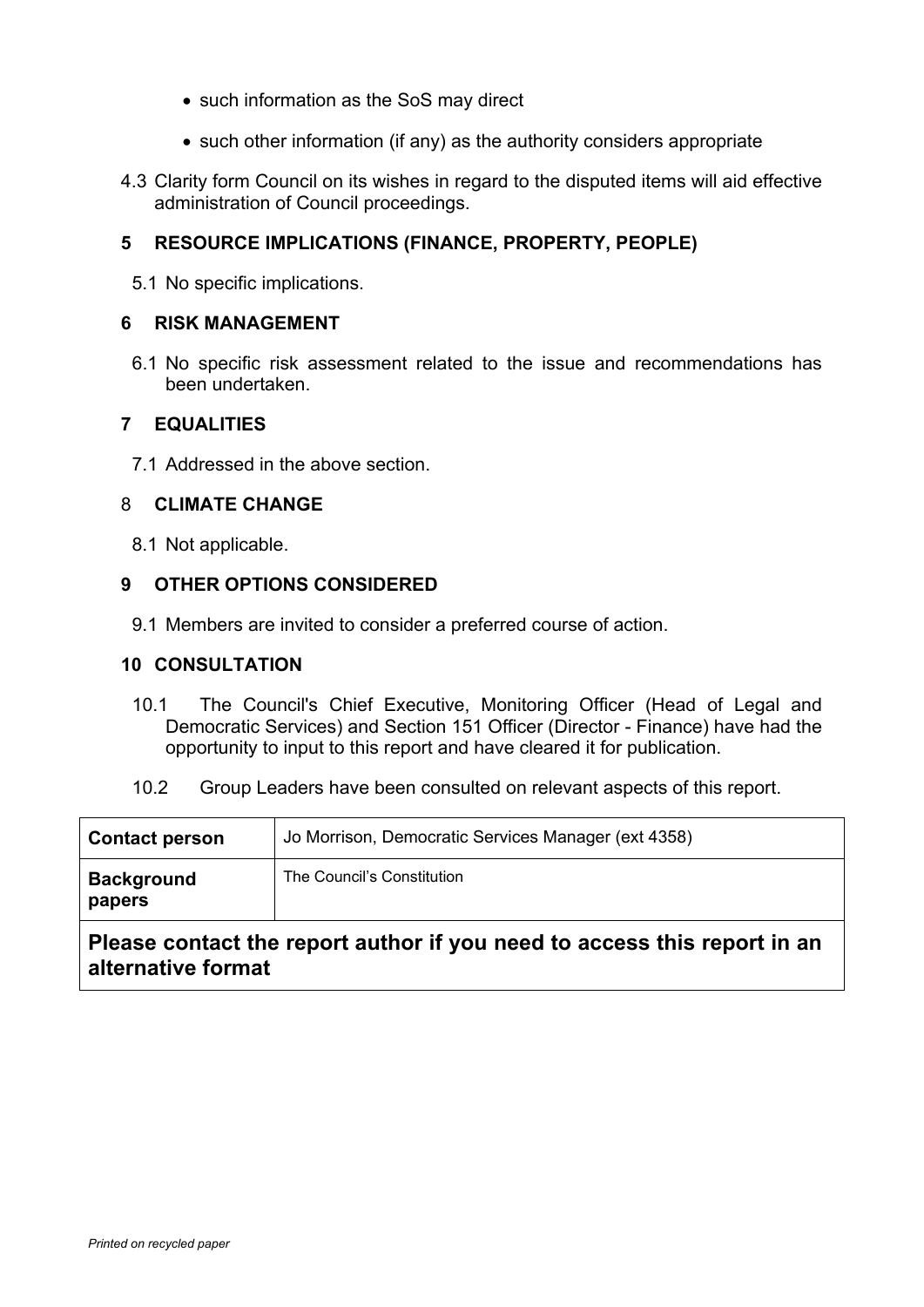- such information as the SoS may direct
- such other information (if any) as the authority considers appropriate

4.3 Clarity form Council on its wishes in regard to the disputed items will aid effective administration of Council proceedings.

## 5 RESOURCE IMPLICATIONS (FINANCE, PROPERTY, PEOPLE)

5.1 No specific implications.

## 6 RISK MANAGEMENT

6.1 No specific risk assessment related to the issue and recommendations has been undertaken.

## 7 EQUALITIES

7.1 Addressed in the above section.

## 8 CLIMATE CHANGE

8.1 Not applicable.

## 9 OTHER OPTIONS CONSIDERED

9.1 Members are invited to consider a preferred course of action.

## 10 CONSULTATION

10.1 The Council's Chief Executive, Monitoring Officer (Head of Legal and Democratic Services) and Section 151 Officer (Director - Finance) have had the opportunity to input to this report and have cleared it for publication.

10.2 Group Leaders have been consulted on relevant aspects of this report.

| | |
|---|---|
| **Contact person** | Jo Morrison, Democratic Services Manager (ext 4358) |
| **Background papers** | The Council's Constitution |

**Please contact the report author if you need to access this report in an alternative format**

*Printed on recycled paper*